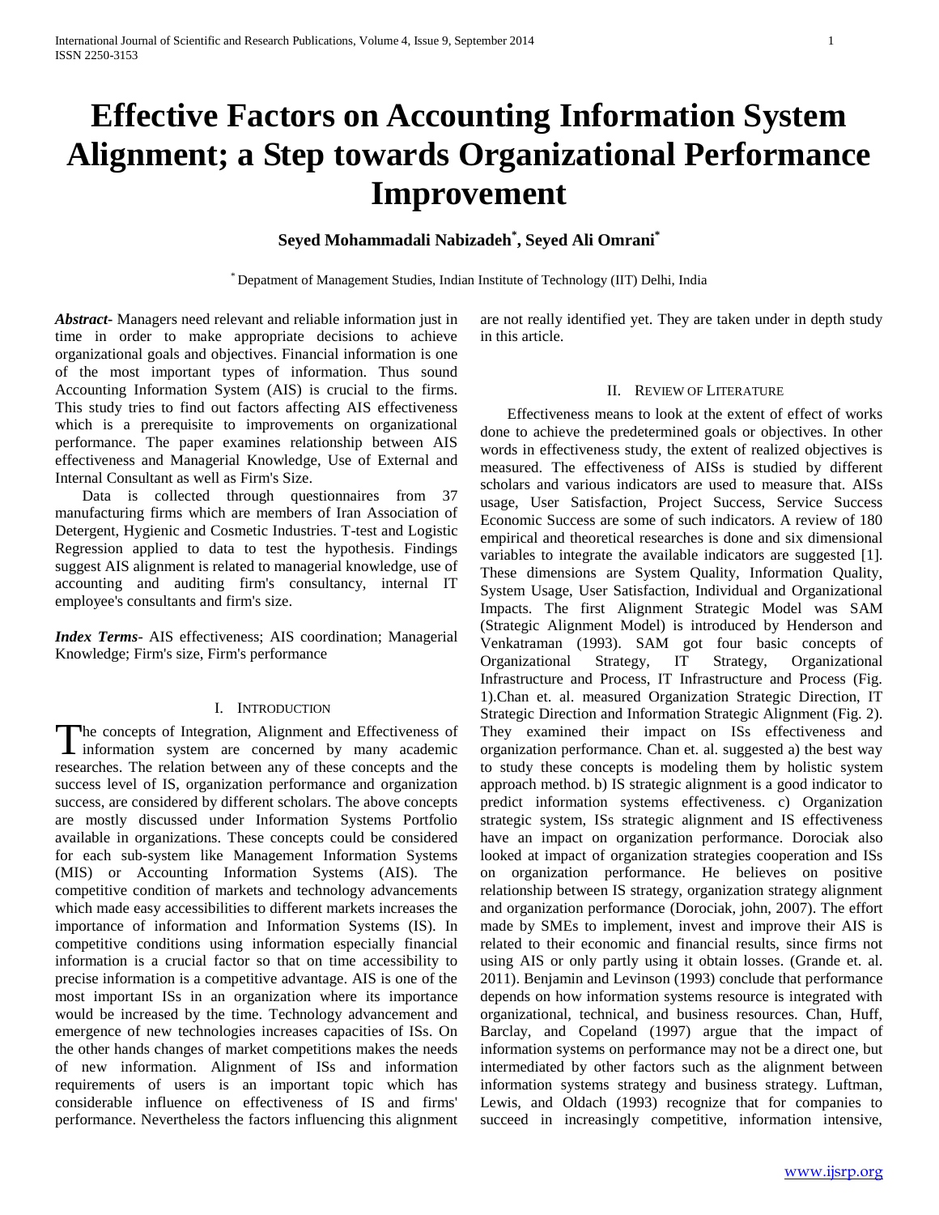# Effective Factors on Accounting Information System Alignment; a Step towards Organizational Performance Improvement

**Seyed Mohammadali Nabizadeh*, Seyed Ali Omrani***

* Depatment of Management Studies, Indian Institute of Technology (IIT) Delhi, India

***Abstract-*** Managers need relevant and reliable information just in time in order to make appropriate decisions to achieve organizational goals and objectives. Financial information is one of the most important types of information. Thus sound Accounting Information System (AIS) is crucial to the firms. This study tries to find out factors affecting AIS effectiveness which is a prerequisite to improvements on organizational performance. The paper examines relationship between AIS effectiveness and Managerial Knowledge, Use of External and Internal Consultant as well as Firm's Size.

Data is collected through questionnaires from 37 manufacturing firms which are members of Iran Association of Detergent, Hygienic and Cosmetic Industries. T-test and Logistic Regression applied to data to test the hypothesis. Findings suggest AIS alignment is related to managerial knowledge, use of accounting and auditing firm's consultancy, internal IT employee's consultants and firm's size.

***Index Terms*-** AIS effectiveness; AIS coordination; Managerial Knowledge; Firm's size, Firm's performance

## I. Introduction

The concepts of Integration, Alignment and Effectiveness of information system are concerned by many academic researches. The relation between any of these concepts and the success level of IS, organization performance and organization success, are considered by different scholars. The above concepts are mostly discussed under Information Systems Portfolio available in organizations. These concepts could be considered for each sub-system like Management Information Systems (MIS) or Accounting Information Systems (AIS). The competitive condition of markets and technology advancements which made easy accessibilities to different markets increases the importance of information and Information Systems (IS). In competitive conditions using information especially financial information is a crucial factor so that on time accessibility to precise information is a competitive advantage. AIS is one of the most important ISs in an organization where its importance would be increased by the time. Technology advancement and emergence of new technologies increases capacities of ISs. On the other hands changes of market competitions makes the needs of new information. Alignment of ISs and information requirements of users is an important topic which has considerable influence on effectiveness of IS and firms' performance. Nevertheless the factors influencing this alignment are not really identified yet. They are taken under in depth study in this article.

## II. Review of Literature

Effectiveness means to look at the extent of effect of works done to achieve the predetermined goals or objectives. In other words in effectiveness study, the extent of realized objectives is measured. The effectiveness of AISs is studied by different scholars and various indicators are used to measure that. AISs usage, User Satisfaction, Project Success, Service Success Economic Success are some of such indicators. A review of 180 empirical and theoretical researches is done and six dimensional variables to integrate the available indicators are suggested [1]. These dimensions are System Quality, Information Quality, System Usage, User Satisfaction, Individual and Organizational Impacts. The first Alignment Strategic Model was SAM (Strategic Alignment Model) is introduced by Henderson and Venkatraman (1993). SAM got four basic concepts of Organizational Strategy, IT Strategy, Organizational Infrastructure and Process, IT Infrastructure and Process (Fig. 1).Chan et. al. measured Organization Strategic Direction, IT Strategic Direction and Information Strategic Alignment (Fig. 2). They examined their impact on ISs effectiveness and organization performance. Chan et. al. suggested a) the best way to study these concepts is modeling them by holistic system approach method. b) IS strategic alignment is a good indicator to predict information systems effectiveness. c) Organization strategic system, ISs strategic alignment and IS effectiveness have an impact on organization performance. Dorociak also looked at impact of organization strategies cooperation and ISs on organization performance. He believes on positive relationship between IS strategy, organization strategy alignment and organization performance (Dorociak, john, 2007). The effort made by SMEs to implement, invest and improve their AIS is related to their economic and financial results, since firms not using AIS or only partly using it obtain losses. (Grande et. al. 2011). Benjamin and Levinson (1993) conclude that performance depends on how information systems resource is integrated with organizational, technical, and business resources. Chan, Huff, Barclay, and Copeland (1997) argue that the impact of information systems on performance may not be a direct one, but intermediated by other factors such as the alignment between information systems strategy and business strategy. Luftman, Lewis, and Oldach (1993) recognize that for companies to succeed in increasingly competitive, information intensive,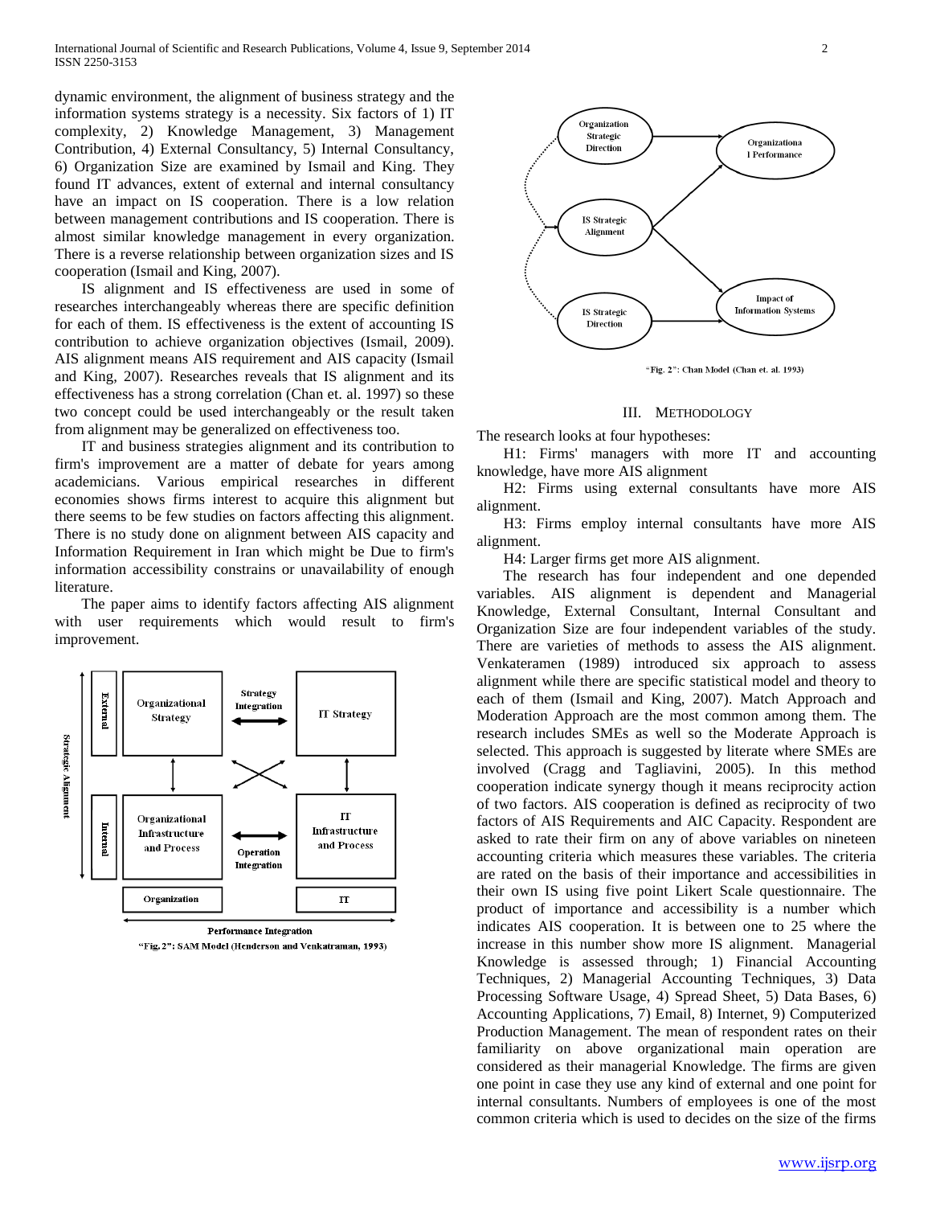dynamic environment, the alignment of business strategy and the information systems strategy is a necessity. Six factors of 1) IT complexity, 2) Knowledge Management, 3) Management Contribution, 4) External Consultancy, 5) Internal Consultancy, 6) Organization Size are examined by Ismail and King. They found IT advances, extent of external and internal consultancy have an impact on IS cooperation. There is a low relation between management contributions and IS cooperation. There is almost similar knowledge management in every organization. There is a reverse relationship between organization sizes and IS cooperation (Ismail and King, 2007).

IS alignment and IS effectiveness are used in some of researches interchangeably whereas there are specific definition for each of them. IS effectiveness is the extent of accounting IS contribution to achieve organization objectives (Ismail, 2009). AIS alignment means AIS requirement and AIS capacity (Ismail and King, 2007). Researches reveals that IS alignment and its effectiveness has a strong correlation (Chan et. al. 1997) so these two concept could be used interchangeably or the result taken from alignment may be generalized on effectiveness too.

IT and business strategies alignment and its contribution to firm's improvement are a matter of debate for years among academicians. Various empirical researches in different economies shows firms interest to acquire this alignment but there seems to be few studies on factors affecting this alignment. There is no study done on alignment between AIS capacity and Information Requirement in Iran which might be Due to firm's information accessibility constrains or unavailability of enough literature.

The paper aims to identify factors affecting AIS alignment with user requirements which would result to firm's improvement.

"Fig. 2": SAM Model (Henderson and Venkatraman, 1993)

"Fig. 2": Chan Model (Chan et. al. 1993)

## III. Methodology

The research looks at four hypotheses:

H1: Firms' managers with more IT and accounting knowledge, have more AIS alignment

H2: Firms using external consultants have more AIS alignment.

H3: Firms employ internal consultants have more AIS alignment.

H4: Larger firms get more AIS alignment.

The research has four independent and one depended variables. AIS alignment is dependent and Managerial Knowledge, External Consultant, Internal Consultant and Organization Size are four independent variables of the study. There are varieties of methods to assess the AIS alignment. Venkateramen (1989) introduced six approach to assess alignment while there are specific statistical model and theory to each of them (Ismail and King, 2007). Match Approach and Moderation Approach are the most common among them. The research includes SMEs as well so the Moderate Approach is selected. This approach is suggested by literate where SMEs are involved (Cragg and Tagliavini, 2005). In this method cooperation indicate synergy though it means reciprocity action of two factors. AIS cooperation is defined as reciprocity of two factors of AIS Requirements and AIC Capacity. Respondent are asked to rate their firm on any of above variables on nineteen accounting criteria which measures these variables. The criteria are rated on the basis of their importance and accessibilities in their own IS using five point Likert Scale questionnaire. The product of importance and accessibility is a number which indicates AIS cooperation. It is between one to 25 where the increase in this number show more IS alignment. Managerial Knowledge is assessed through; 1) Financial Accounting Techniques, 2) Managerial Accounting Techniques, 3) Data Processing Software Usage, 4) Spread Sheet, 5) Data Bases, 6) Accounting Applications, 7) Email, 8) Internet, 9) Computerized Production Management. The mean of respondent rates on their familiarity on above organizational main operation are considered as their managerial Knowledge. The firms are given one point in case they use any kind of external and one point for internal consultants. Numbers of employees is one of the most common criteria which is used to decides on the size of the firms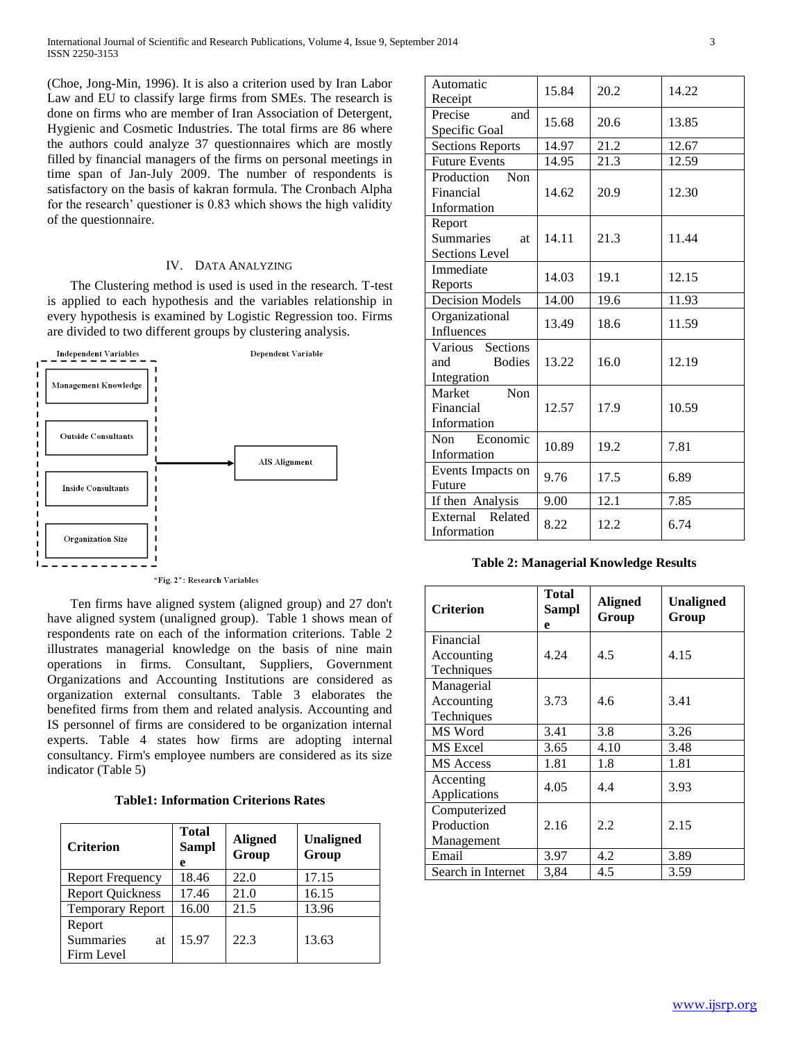(Choe, Jong-Min, 1996). It is also a criterion used by Iran Labor Law and EU to classify large firms from SMEs. The research is done on firms who are member of Iran Association of Detergent, Hygienic and Cosmetic Industries. The total firms are 86 where the authors could analyze 37 questionnaires which are mostly filled by financial managers of the firms on personal meetings in time span of Jan-July 2009. The number of respondents is satisfactory on the basis of kakran formula. The Cronbach Alpha for the research' questioner is 0.83 which shows the high validity of the questionnaire.

## IV. Data Analyzing

The Clustering method is used is used in the research. T-test is applied to each hypothesis and the variables relationship in every hypothesis is examined by Logistic Regression too. Firms are divided to two different groups by clustering analysis.

Independent Variables: Management Knowledge, Outside Consultants, Inside Consultants, Organization Size → Dependent Variable: AIS Alignment

"Fig. 2": Research Variables

Ten firms have aligned system (aligned group) and 27 don't have aligned system (unaligned group). Table 1 shows mean of respondents rate on each of the information criterions. Table 2 illustrates managerial knowledge on the basis of nine main operations in firms. Consultant, Suppliers, Government Organizations and Accounting Institutions are considered as organization external consultants. Table 3 elaborates the benefited firms from them and related analysis. Accounting and IS personnel of firms are considered to be organization internal experts. Table 4 states how firms are adopting internal consultancy. Firm's employee numbers are considered as its size indicator (Table 5)

**Table1: Information Criterions Rates**

| Criterion | Total Sample | Aligned Group | Unaligned Group |
|---|---|---|---|
| Report Frequency | 18.46 | 22.0 | 17.15 |
| Report Quickness | 17.46 | 21.0 | 16.15 |
| Temporary Report | 16.00 | 21.5 | 13.96 |
| Report Summaries at Firm Level | 15.97 | 22.3 | 13.63 |
| Automatic Receipt | 15.84 | 20.2 | 14.22 |
| Precise and Specific Goal | 15.68 | 20.6 | 13.85 |
| Sections Reports | 14.97 | 21.2 | 12.67 |
| Future Events | 14.95 | 21.3 | 12.59 |
| Production Non Financial Information | 14.62 | 20.9 | 12.30 |
| Report Summaries at Sections Level | 14.11 | 21.3 | 11.44 |
| Immediate Reports | 14.03 | 19.1 | 12.15 |
| Decision Models | 14.00 | 19.6 | 11.93 |
| Organizational Influences | 13.49 | 18.6 | 11.59 |
| Various Sections and Bodies Integration | 13.22 | 16.0 | 12.19 |
| Market Non Financial Information | 12.57 | 17.9 | 10.59 |
| Non Economic Information | 10.89 | 19.2 | 7.81 |
| Events Impacts on Future | 9.76 | 17.5 | 6.89 |
| If then Analysis | 9.00 | 12.1 | 7.85 |
| External Related Information | 8.22 | 12.2 | 6.74 |

**Table 2: Managerial Knowledge Results**

| Criterion | Total Sample | Aligned Group | Unaligned Group |
|---|---|---|---|
| Financial Accounting Techniques | 4.24 | 4.5 | 4.15 |
| Managerial Accounting Techniques | 3.73 | 4.6 | 3.41 |
| MS Word | 3.41 | 3.8 | 3.26 |
| MS Excel | 3.65 | 4.10 | 3.48 |
| MS Access | 1.81 | 1.8 | 1.81 |
| Accenting Applications | 4.05 | 4.4 | 3.93 |
| Computerized Production Management | 2.16 | 2.2 | 2.15 |
| Email | 3.97 | 4.2 | 3.89 |
| Search in Internet | 3,84 | 4.5 | 3.59 |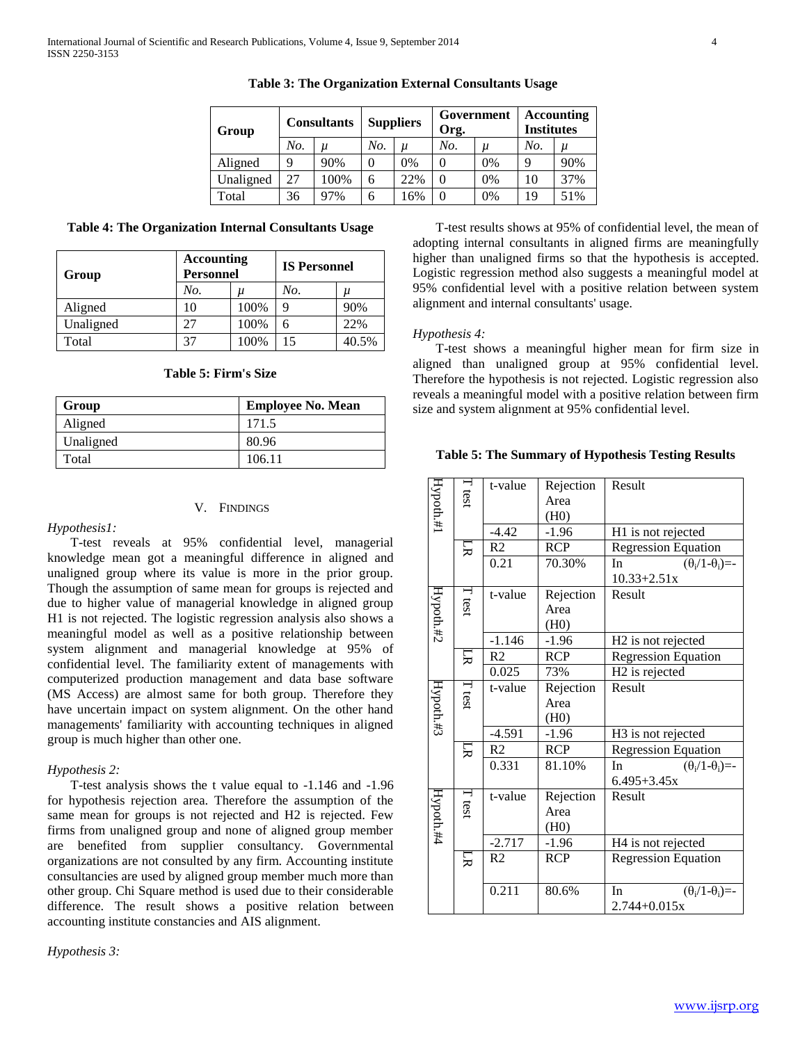**Table 3: The Organization External Consultants Usage**

| Group | Consultants | | Suppliers | | Government Org. | | Accounting Institutes | |
|---|---|---|---|---|---|---|---|---|
| | *No.* | *μ* | *No.* | *μ* | *No.* | *μ* | *No.* | *μ* |
| Aligned | 9 | 90% | 0 | 0% | 0 | 0% | 9 | 90% |
| Unaligned | 27 | 100% | 6 | 22% | 0 | 0% | 10 | 37% |
| Total | 36 | 97% | 6 | 16% | 0 | 0% | 19 | 51% |

**Table 4: The Organization Internal Consultants Usage**

| Group | Accounting Personnel | | IS Personnel | |
|---|---|---|---|---|
| | *No.* | *μ* | *No.* | *μ* |
| Aligned | 10 | 100% | 9 | 90% |
| Unaligned | 27 | 100% | 6 | 22% |
| Total | 37 | 100% | 15 | 40.5% |

**Table 5: Firm's Size**

| Group | Employee No. Mean |
|---|---|
| Aligned | 171.5 |
| Unaligned | 80.96 |
| Total | 106.11 |

## V. Findings

*Hypothesis1:*

T-test reveals at 95% confidential level, managerial knowledge mean got a meaningful difference in aligned and unaligned group where its value is more in the prior group. Though the assumption of same mean for groups is rejected and due to higher value of managerial knowledge in aligned group H1 is not rejected. The logistic regression analysis also shows a meaningful model as well as a positive relationship between system alignment and managerial knowledge at 95% of confidential level. The familiarity extent of managements with computerized production management and data base software (MS Access) are almost same for both group. Therefore they have uncertain impact on system alignment. On the other hand managements' familiarity with accounting techniques in aligned group is much higher than other one.

*Hypothesis 2:*

T-test analysis shows the t value equal to -1.146 and -1.96 for hypothesis rejection area. Therefore the assumption of the same mean for groups is not rejected and H2 is rejected. Few firms from unaligned group and none of aligned group member are benefited from supplier consultancy. Governmental organizations are not consulted by any firm. Accounting institute consultancies are used by aligned group member much more than other group. Chi Square method is used due to their considerable difference. The result shows a positive relation between accounting institute constancies and AIS alignment.

*Hypothesis 3:*

T-test results shows at 95% of confidential level, the mean of adopting internal consultants in aligned firms are meaningfully higher than unaligned firms so that the hypothesis is accepted. Logistic regression method also suggests a meaningful model at 95% confidential level with a positive relation between system alignment and internal consultants' usage.

*Hypothesis 4:*

T-test shows a meaningful higher mean for firm size in aligned than unaligned group at 95% confidential level. Therefore the hypothesis is not rejected. Logistic regression also reveals a meaningful model with a positive relation between firm size and system alignment at 95% confidential level.

**Table 5: The Summary of Hypothesis Testing Results**

| | | | | |
|---|---|---|---|---|
| Hypoth.#1 | T test | t-value | Rejection Area (H0) | Result |
| | | -4.42 | -1.96 | H1 is not rejected |
| | LR | R2 | RCP | Regression Equation |
| | | 0.21 | 70.30% | In $(\theta_i/1-\theta_i)$=-10.33+2.51x |
| Hypoth.#2 | T test | t-value | Rejection Area (H0) | Result |
| | | -1.146 | -1.96 | H2 is not rejected |
| | LR | R2 | RCP | Regression Equation |
| | | 0.025 | 73% | H2 is rejected |
| Hypoth.#3 | T test | t-value | Rejection Area (H0) | Result |
| | | -4.591 | -1.96 | H3 is not rejected |
| | LR | R2 | RCP | Regression Equation |
| | | 0.331 | 81.10% | In $(\theta_i/1-\theta_i)$=-6.495+3.45x |
| Hypoth.#4 | T test | t-value | Rejection Area (H0) | Result |
| | | -2.717 | -1.96 | H4 is not rejected |
| | LR | R2 | RCP | Regression Equation |
| | | 0.211 | 80.6% | In $(\theta_i/1-\theta_i)$=-2.744+0.015x |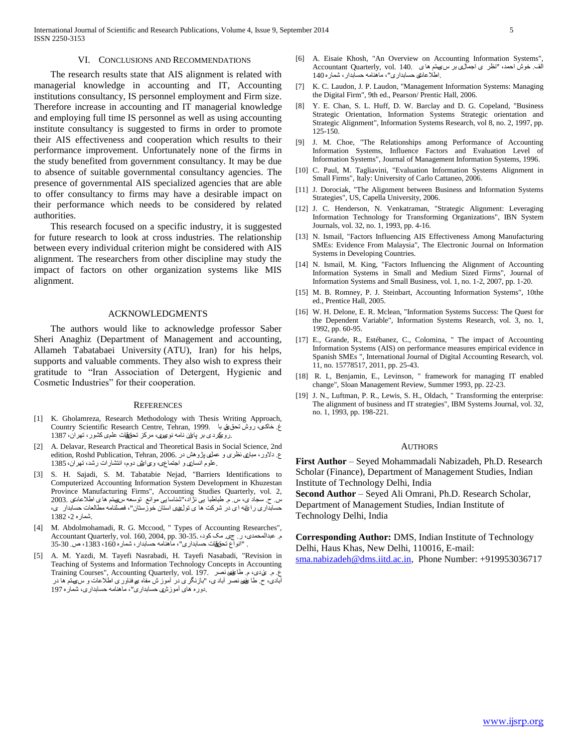## VI. Conclusions and Recommendations

The research results state that AIS alignment is related with managerial knowledge in accounting and IT, Accounting institutions consultancy, IS personnel employment and Firm size. Therefore increase in accounting and IT managerial knowledge and employing full time IS personnel as well as using accounting institute consultancy is suggested to firms in order to promote their AIS effectiveness and cooperation which results to their performance improvement. Unfortunately none of the firms in the study benefited from government consultancy. It may be due to absence of suitable governmental consultancy agencies. The presence of governmental AIS specialized agencies that are able to offer consultancy to firms may have a desirable impact on their performance which needs to be considered by related authorities.

This research focused on a specific industry, it is suggested for future research to look at cross industries. The relationship between every individual criterion might be considered with AIS alignment. The researchers from other discipline may study the impact of factors on other organization systems like MIS alignment.

## Acknowledgments

The authors would like to acknowledge professor Saber Sheri Anaghiz (Department of Management and accounting, Allameh Tabatabaei University (ATU), Iran) for his helps, supports and valuable comments. They also wish to express their gratitude to "Iran Association of Detergent, Hygienic and Cosmetic Industries" for their cooperation.

## References

[1] K. Gholamreza, Research Methodology with Thesis Writing Approach, Country Scientific Research Centre, Tehran, 1999. غ. خاکی، روش تحقیق با رویکردی بر پایان نامه نویسی، مرکز تحقیقات علمی کشور، تهران، 1387.

[2] A. Delavar, Research Practical and Theoretical Basis in Social Science, 2nd edition, Roshd Publication, Tehran, 2006. ع. دلاور، مبانی نظری و عملی پژوهش در علوم انسانی و اجتماعی، ویرایش دوم، انتشارات رشد، تهران، 1385.

[3] S. H. Sajadi, S. M. Tabatabie Nejad, "Barriers Identifications to Computerized Accounting Information System Development in Khuzestan Province Manufacturing Firms", Accounting Studies Quarterly, vol. 2, 2003. س. ح. سجادی، س. م. طباطبایی نژاد، "شناسایی موانع توسعه سیستم های اطلاعاتی حسابداری رایانه ای در شرکت های تولیدی استان خوزستان"، فصلنامه مطالعات حسابداری، شماره 2، 1382.

[4] M. Abdolmohamadi, R. G. Mccood, " Types of Accounting Researches", Accountant Quarterly, vol. 160, 2004, pp. 30-35. م. عبدالمحمدی، ر. جی. مک کود، "انواع تحقیقات حسابداری"، ماهنامه حسابدار، شماره 160، 1383، ص. 30-35.

[5] A. M. Yazdi, M. Tayefi Nasrabadi, H. Tayefi Nasabadi, "Revision in Teaching of Systems and Information Technology Concepts in Accounting Training Courses", Accounting Quarterly, vol. 197. ع. م. یزدی، م. طایفی نصرآبادی، ح. طایفی نصرآبادی، "بازنگری در آموزش مفاهیم فناوری اطلاعات و سیستم ها در دوره های آموزشی حسابداری"، ماهنامه حسابداری، شماره 197.

[6] A. Eisaie Khosh, "An Overview on Accounting Information Systems", Accountant Quarterly, vol. 140. الف. خوش احمد، "نظری اجمالی بر سیستم های اطلاعاتی حسابداری"، ماهنامه حسابدار، شماره 140.

[7] K. C. Laudon, J. P. Laudon, "Management Information Systems: Managing the Digital Firm", 9th ed., Pearson/ Prentic Hall, 2006.

[8] Y. E. Chan, S. L. Huff, D. W. Barclay and D. G. Copeland, "Business Strategic Orientation, Information Systems Strategic orientation and Strategic Alignment", Information Systems Research, vol 8, no. 2, 1997, pp. 125-150.

[9] J. M. Choe, "The Relationships among Performance of Accounting Information Systems, Influence Factors and Evaluation Level of Information Systems", Journal of Management Information Systems, 1996.

[10] C. Paul, M. Tagliavini, "Evaluation Information Systems Alignment in Small Firms", Italy: University of Carlo Cattaneo, 2006.

[11] J. Dorociak, "The Alignment between Business and Information Systems Strategies", US, Capella University, 2006.

[12] J. C. Henderson, N. Venkatraman, "Strategic Alignment: Leveraging Information Technology for Transforming Organizations", IBN System Journals, vol. 32, no. 1, 1993, pp. 4-16.

[13] N. Ismail, "Factors Influencing AIS Effectiveness Among Manufacturing SMEs: Evidence From Malaysia", The Electronic Journal on Information Systems in Developing Countries.

[14] N. Ismail, M. King, "Factors Influencing the Alignment of Accounting Information Systems in Small and Medium Sized Firms", Journal of Information Systems and Small Business, vol. 1, no. 1-2, 2007, pp. 1-20.

[15] M. B. Romney, P. J. Steinbart, Accounting Information Systems", 10the ed., Prentice Hall, 2005.

[16] W. H. Delone, E. R. Mclean, "Information Systems Success: The Quest for the Dependent Variable", Information Systems Research, vol. 3, no. 1, 1992, pp. 60-95.

[17] E., Grande, R., Estébanez, C., Colomina, " The impact of Accounting Information Systems (AIS) on performance measures empirical evidence in Spanish SMEs ", International Journal of Digital Accounting Research, vol. 11, no. 15778517, 2011, pp. 25-43.

[18] R. I., Benjamin, E., Levinson, " framework for managing IT enabled change", Sloan Management Review, Summer 1993, pp. 22-23.

[19] J. N., Luftman, P. R., Lewis, S. H., Oldach, " Transforming the enterprise: The alignment of business and IT strategies", IBM Systems Journal, vol. 32, no. 1, 1993, pp. 198-221.

## Authors

**First Author** – Seyed Mohammadali Nabizadeh, Ph.D. Research Scholar (Finance), Department of Management Studies, Indian Institute of Technology Delhi, India

**Second Author** – Seyed Ali Omrani, Ph.D. Research Scholar, Department of Management Studies, Indian Institute of Technology Delhi, India

**Corresponding Author:** DMS, Indian Institute of Technology Delhi, Haus Khas, New Delhi, 110016, E-mail: sma.nabizadeh@dms.iitd.ac.in, Phone Number: +919953036717